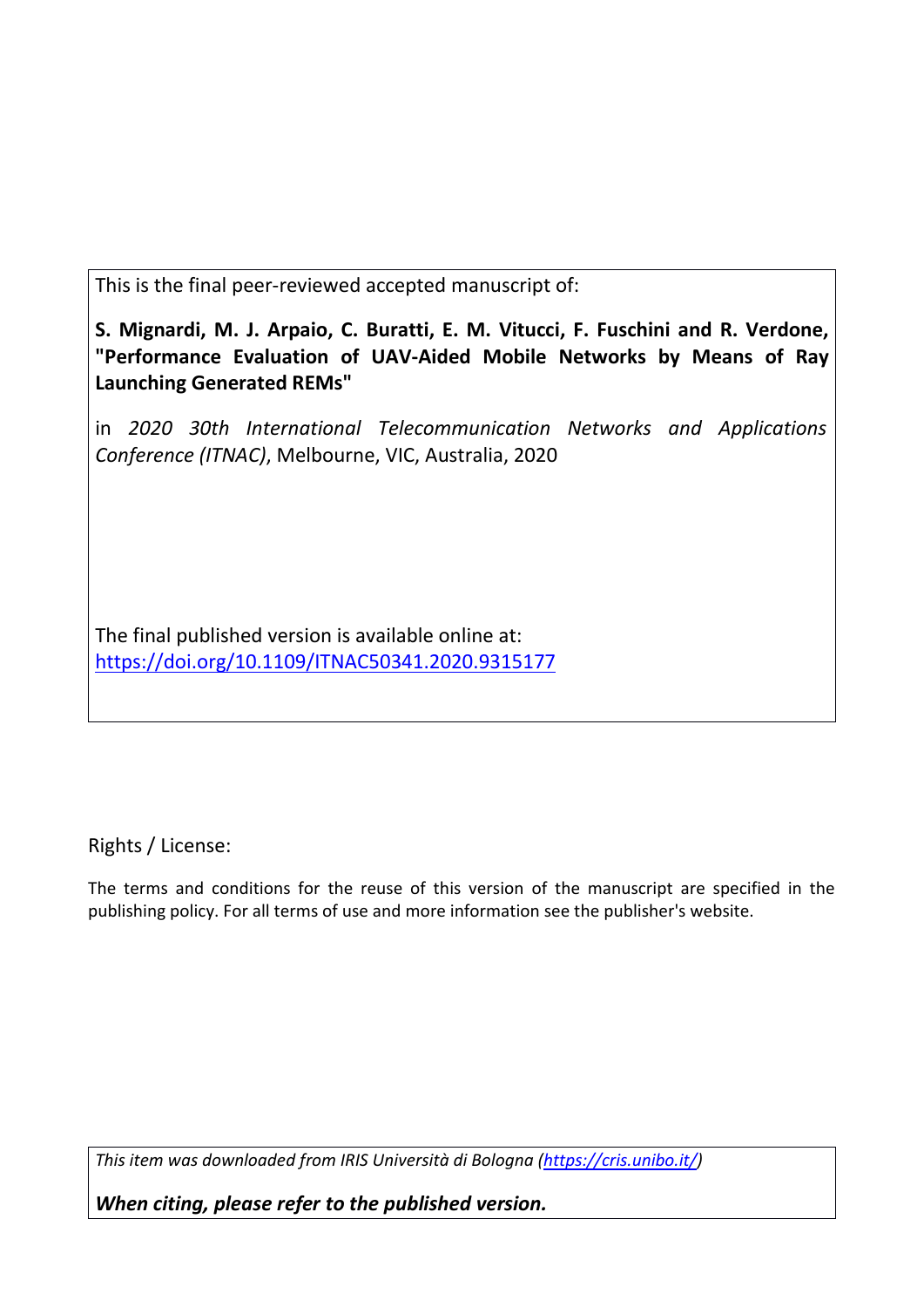This is the final peer-reviewed accepted manuscript of:

**S. Mignardi, M. J. Arpaio, C. Buratti, E. M. Vitucci, F. Fuschini and R. Verdone, "Performance Evaluation of UAV-Aided Mobile Networks by Means of Ray Launching Generated REMs"**

in *2020 30th International Telecommunication Networks and Applications Conference (ITNAC)*, Melbourne, VIC, Australia, 2020

The final published version is available online at:
https://doi.org/10.1109/ITNAC50341.2020.9315177

Rights / License:

The terms and conditions for the reuse of this version of the manuscript are specified in the publishing policy. For all terms of use and more information see the publisher's website.

*This item was downloaded from IRIS Università di Bologna (https://cris.unibo.it/)*

***When citing, please refer to the published version.***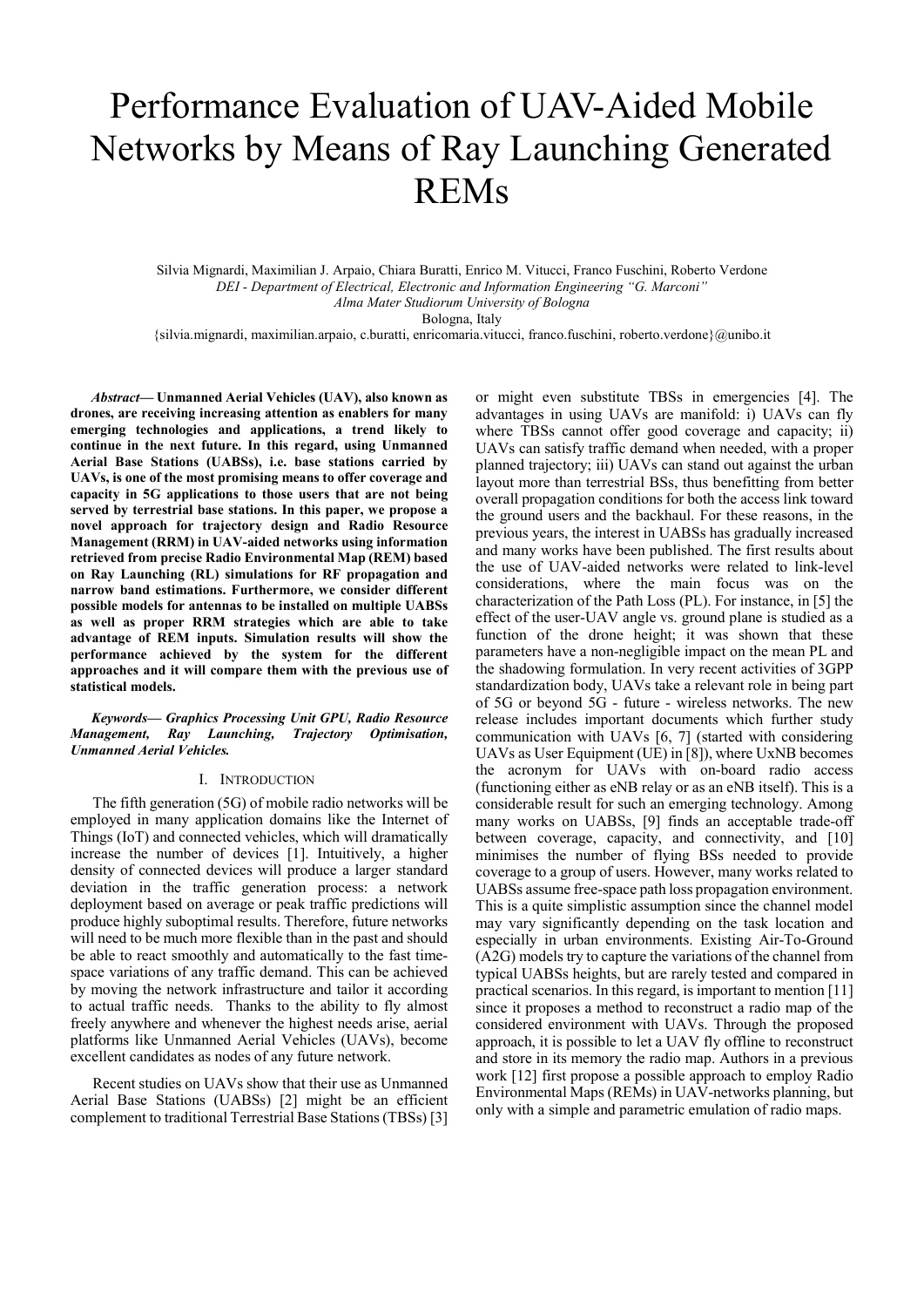# Performance Evaluation of UAV-Aided Mobile Networks by Means of Ray Launching Generated REMs

Silvia Mignardi, Maximilian J. Arpaio, Chiara Buratti, Enrico M. Vitucci, Franco Fuschini, Roberto Verdone
*DEI - Department of Electrical, Electronic and Information Engineering "G. Marconi"*
*Alma Mater Studiorum University of Bologna*
Bologna, Italy
{silvia.mignardi, maximilian.arpaio, c.buratti, enricomaria.vitucci, franco.fuschini, roberto.verdone}@unibo.it

***Abstract*— Unmanned Aerial Vehicles (UAV), also known as drones, are receiving increasing attention as enablers for many emerging technologies and applications, a trend likely to continue in the next future. In this regard, using Unmanned Aerial Base Stations (UABSs), i.e. base stations carried by UAVs, is one of the most promising means to offer coverage and capacity in 5G applications to those users that are not being served by terrestrial base stations. In this paper, we propose a novel approach for trajectory design and Radio Resource Management (RRM) in UAV-aided networks using information retrieved from precise Radio Environmental Map (REM) based on Ray Launching (RL) simulations for RF propagation and narrow band estimations. Furthermore, we consider different possible models for antennas to be installed on multiple UABSs as well as proper RRM strategies which are able to take advantage of REM inputs. Simulation results will show the performance achieved by the system for the different approaches and it will compare them with the previous use of statistical models.**

***Keywords*— *Graphics Processing Unit GPU, Radio Resource Management, Ray Launching, Trajectory Optimisation, Unmanned Aerial Vehicles.***

## I. Introduction

The fifth generation (5G) of mobile radio networks will be employed in many application domains like the Internet of Things (IoT) and connected vehicles, which will dramatically increase the number of devices [1]. Intuitively, a higher density of connected devices will produce a larger standard deviation in the traffic generation process: a network deployment based on average or peak traffic predictions will produce highly suboptimal results. Therefore, future networks will need to be much more flexible than in the past and should be able to react smoothly and automatically to the fast time-space variations of any traffic demand. This can be achieved by moving the network infrastructure and tailor it according to actual traffic needs. Thanks to the ability to fly almost freely anywhere and whenever the highest needs arise, aerial platforms like Unmanned Aerial Vehicles (UAVs), become excellent candidates as nodes of any future network.

Recent studies on UAVs show that their use as Unmanned Aerial Base Stations (UABSs) [2] might be an efficient complement to traditional Terrestrial Base Stations (TBSs) [3] or might even substitute TBSs in emergencies [4]. The advantages in using UAVs are manifold: i) UAVs can fly where TBSs cannot offer good coverage and capacity; ii) UAVs can satisfy traffic demand when needed, with a proper planned trajectory; iii) UAVs can stand out against the urban layout more than terrestrial BSs, thus benefitting from better overall propagation conditions for both the access link toward the ground users and the backhaul. For these reasons, in the previous years, the interest in UABSs has gradually increased and many works have been published. The first results about the use of UAV-aided networks were related to link-level considerations, where the main focus was on the characterization of the Path Loss (PL). For instance, in [5] the effect of the user-UAV angle vs. ground plane is studied as a function of the drone height; it was shown that these parameters have a non-negligible impact on the mean PL and the shadowing formulation. In very recent activities of 3GPP standardization body, UAVs take a relevant role in being part of 5G or beyond 5G - future - wireless networks. The new release includes important documents which further study communication with UAVs [6, 7] (started with considering UAVs as User Equipment (UE) in [8]), where UxNB becomes the acronym for UAVs with on-board radio access (functioning either as eNB relay or as an eNB itself). This is a considerable result for such an emerging technology. Among many works on UABSs, [9] finds an acceptable trade-off between coverage, capacity, and connectivity, and [10] minimises the number of flying BSs needed to provide coverage to a group of users. However, many works related to UABSs assume free-space path loss propagation environment. This is a quite simplistic assumption since the channel model may vary significantly depending on the task location and especially in urban environments. Existing Air-To-Ground (A2G) models try to capture the variations of the channel from typical UABSs heights, but are rarely tested and compared in practical scenarios. In this regard, is important to mention [11] since it proposes a method to reconstruct a radio map of the considered environment with UAVs. Through the proposed approach, it is possible to let a UAV fly offline to reconstruct and store in its memory the radio map. Authors in a previous work [12] first propose a possible approach to employ Radio Environmental Maps (REMs) in UAV-networks planning, but only with a simple and parametric emulation of radio maps.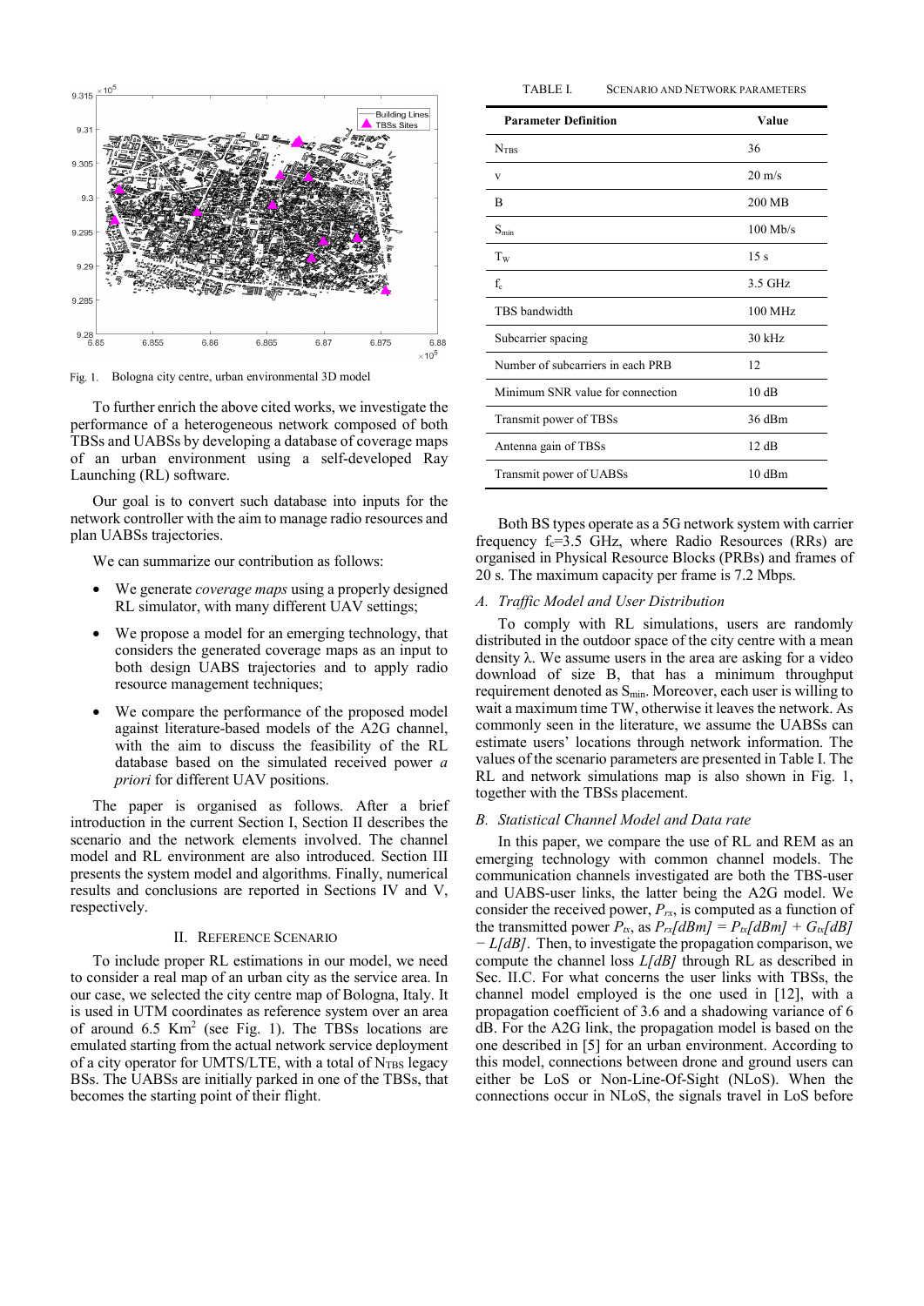9.315 ×10^5
9.31
9.305
9.3
9.295
9.29
9.285
9.28
6.85 6.855 6.86 6.865 6.87 6.875 6.88
×10^5
Building Lines
TBSs Sites

Fig. 1. Bologna city centre, urban environmental 3D model

To further enrich the above cited works, we investigate the performance of a heterogeneous network composed of both TBSs and UABSs by developing a database of coverage maps of an urban environment using a self-developed Ray Launching (RL) software.

Our goal is to convert such database into inputs for the network controller with the aim to manage radio resources and plan UABSs trajectories.

We can summarize our contribution as follows:

- We generate *coverage maps* using a properly designed RL simulator, with many different UAV settings;
- We propose a model for an emerging technology, that considers the generated coverage maps as an input to both design UABS trajectories and to apply radio resource management techniques;
- We compare the performance of the proposed model against literature-based models of the A2G channel, with the aim to discuss the feasibility of the RL database based on the simulated received power *a priori* for different UAV positions.

The paper is organised as follows. After a brief introduction in the current Section I, Section II describes the scenario and the network elements involved. The channel model and RL environment are also introduced. Section III presents the system model and algorithms. Finally, numerical results and conclusions are reported in Sections IV and V, respectively.

## II. Reference Scenario

To include proper RL estimations in our model, we need to consider a real map of an urban city as the service area. In our case, we selected the city centre map of Bologna, Italy. It is used in UTM coordinates as reference system over an area of around 6.5 Km$^2$ (see Fig. 1). The TBSs locations are emulated starting from the actual network service deployment of a city operator for UMTS/LTE, with a total of $N_{TBS}$ legacy BSs. The UABSs are initially parked in one of the TBSs, that becomes the starting point of their flight.

TABLE I. Scenario and Network parameters

| Parameter Definition | Value |
|---|---|
| $N_{TBS}$ | 36 |
| v | 20 m/s |
| B | 200 MB |
| $S_{min}$ | 100 Mb/s |
| $T_W$ | 15 s |
| $f_c$ | 3.5 GHz |
| TBS bandwidth | 100 MHz |
| Subcarrier spacing | 30 kHz |
| Number of subcarriers in each PRB | 12 |
| Minimum SNR value for connection | 10 dB |
| Transmit power of TBSs | 36 dBm |
| Antenna gain of TBSs | 12 dB |
| Transmit power of UABSs | 10 dBm |

Both BS types operate as a 5G network system with carrier frequency $f_c$=3.5 GHz, where Radio Resources (RRs) are organised in Physical Resource Blocks (PRBs) and frames of 20 s. The maximum capacity per frame is 7.2 Mbps.

### A. Traffic Model and User Distribution

To comply with RL simulations, users are randomly distributed in the outdoor space of the city centre with a mean density λ. We assume users in the area are asking for a video download of size B, that has a minimum throughput requirement denoted as $S_{min}$. Moreover, each user is willing to wait a maximum time TW, otherwise it leaves the network. As commonly seen in the literature, we assume the UABSs can estimate users' locations through network information. The values of the scenario parameters are presented in Table I. The RL and network simulations map is also shown in Fig. 1, together with the TBSs placement.

### B. Statistical Channel Model and Data rate

In this paper, we compare the use of RL and REM as an emerging technology with common channel models. The communication channels investigated are both the TBS-user and UABS-user links, the latter being the A2G model. We consider the received power, $P_{rx}$, is computed as a function of the transmitted power $P_{tx}$, as $P_{rx}[dBm] = P_{tx}[dBm] + G_{tx}[dB] - L[dB]$. Then, to investigate the propagation comparison, we compute the channel loss $L[dB]$ through RL as described in Sec. II.C. For what concerns the user links with TBSs, the channel model employed is the one used in [12], with a propagation coefficient of 3.6 and a shadowing variance of 6 dB. For the A2G link, the propagation model is based on the one described in [5] for an urban environment. According to this model, connections between drone and ground users can either be LoS or Non-Line-Of-Sight (NLoS). When the connections occur in NLoS, the signals travel in LoS before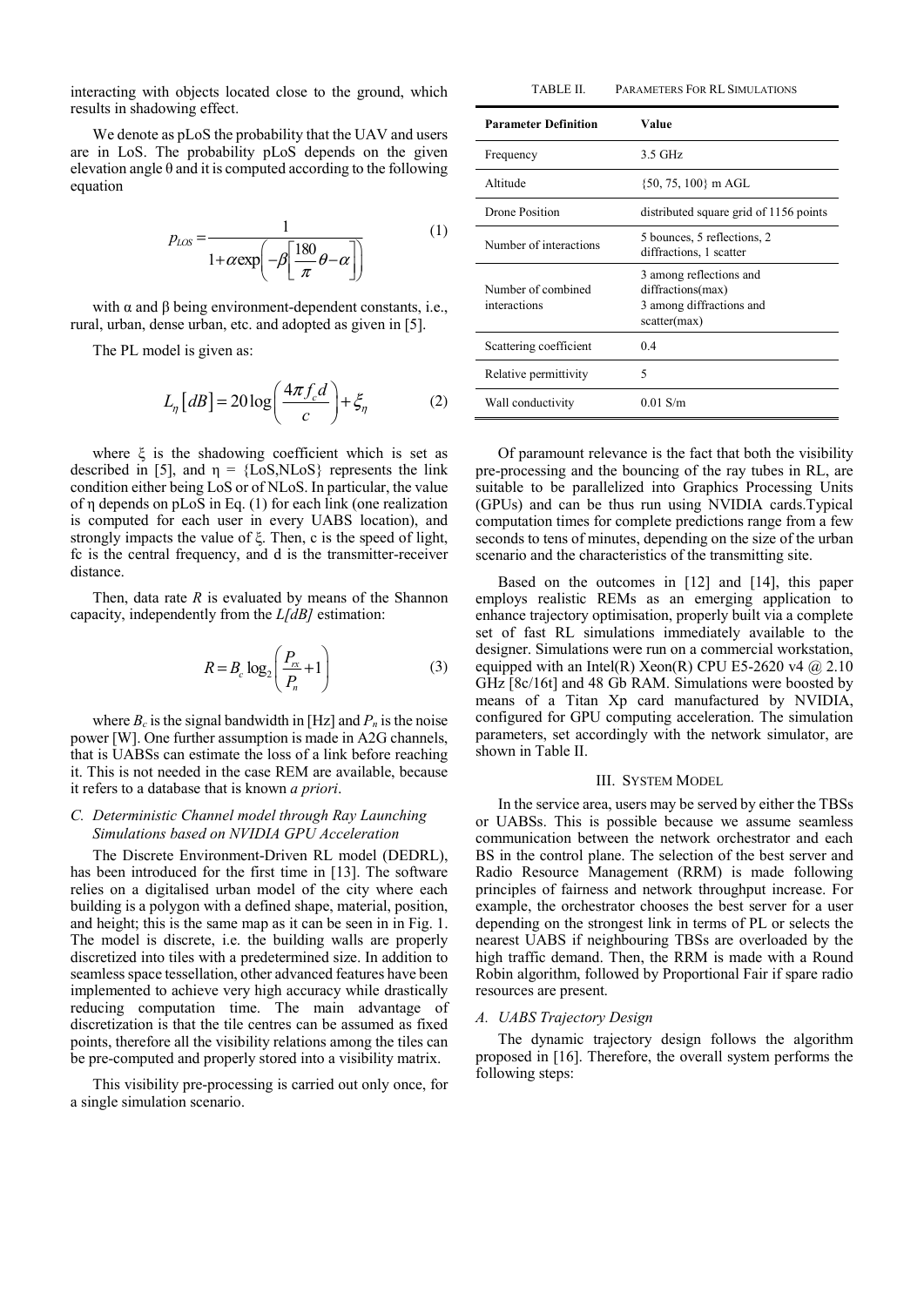interacting with objects located close to the ground, which results in shadowing effect.

We denote as pLoS the probability that the UAV and users are in LoS. The probability pLoS depends on the given elevation angle θ and it is computed according to the following equation

$$p_{LOS} = \frac{1}{1+\alpha \exp\left(-\beta\left[\frac{180}{\pi}\theta-\alpha\right]\right)} \tag{1}$$

with α and β being environment-dependent constants, i.e., rural, urban, dense urban, etc. and adopted as given in [5].

The PL model is given as:

$$L_{\eta}\left[dB\right] = 20\log\left(\frac{4\pi f_c d}{c}\right)+\xi_{\eta} \tag{2}$$

where ξ is the shadowing coefficient which is set as described in [5], and η = {LoS,NLoS} represents the link condition either being LoS or of NLoS. In particular, the value of η depends on pLoS in Eq. (1) for each link (one realization is computed for each user in every UABS location), and strongly impacts the value of ξ. Then, c is the speed of light, fc is the central frequency, and d is the transmitter-receiver distance.

Then, data rate $R$ is evaluated by means of the Shannon capacity, independently from the *L[dB]* estimation:

$$R = B_c \log_2\left(\frac{P_{rx}}{P_n}+1\right) \tag{3}$$

where $B_c$ is the signal bandwidth in [Hz] and $P_n$ is the noise power [W]. One further assumption is made in A2G channels, that is UABSs can estimate the loss of a link before reaching it. This is not needed in the case REM are available, because it refers to a database that is known *a priori*.

### C. Deterministic Channel model through Ray Launching Simulations based on NVIDIA GPU Acceleration

The Discrete Environment-Driven RL model (DEDRL), has been introduced for the first time in [13]. The software relies on a digitalised urban model of the city where each building is a polygon with a defined shape, material, position, and height; this is the same map as it can be seen in in Fig. 1. The model is discrete, i.e. the building walls are properly discretized into tiles with a predetermined size. In addition to seamless space tessellation, other advanced features have been implemented to achieve very high accuracy while drastically reducing computation time. The main advantage of discretization is that the tile centres can be assumed as fixed points, therefore all the visibility relations among the tiles can be pre-computed and properly stored into a visibility matrix.

This visibility pre-processing is carried out only once, for a single simulation scenario.

TABLE II. PARAMETERS FOR RL SIMULATIONS

| Parameter Definition | Value |
|---|---|
| Frequency | 3.5 GHz |
| Altitude | {50, 75, 100} m AGL |
| Drone Position | distributed square grid of 1156 points |
| Number of interactions | 5 bounces, 5 reflections, 2 diffractions, 1 scatter |
| Number of combined interactions | 3 among reflections and diffractions(max) 3 among diffractions and scatter(max) |
| Scattering coefficient | 0.4 |
| Relative permittivity | 5 |
| Wall conductivity | 0.01 S/m |

Of paramount relevance is the fact that both the visibility pre-processing and the bouncing of the ray tubes in RL, are suitable to be parallelized into Graphics Processing Units (GPUs) and can be thus run using NVIDIA cards.Typical computation times for complete predictions range from a few seconds to tens of minutes, depending on the size of the urban scenario and the characteristics of the transmitting site.

Based on the outcomes in [12] and [14], this paper employs realistic REMs as an emerging application to enhance trajectory optimisation, properly built via a complete set of fast RL simulations immediately available to the designer. Simulations were run on a commercial workstation, equipped with an Intel(R) Xeon(R) CPU E5-2620 v4 @ 2.10 GHz [8c/16t] and 48 Gb RAM. Simulations were boosted by means of a Titan Xp card manufactured by NVIDIA, configured for GPU computing acceleration. The simulation parameters, set accordingly with the network simulator, are shown in Table II.

## III. SYSTEM MODEL

In the service area, users may be served by either the TBSs or UABSs. This is possible because we assume seamless communication between the network orchestrator and each BS in the control plane. The selection of the best server and Radio Resource Management (RRM) is made following principles of fairness and network throughput increase. For example, the orchestrator chooses the best server for a user depending on the strongest link in terms of PL or selects the nearest UABS if neighbouring TBSs are overloaded by the high traffic demand. Then, the RRM is made with a Round Robin algorithm, followed by Proportional Fair if spare radio resources are present.

### A. UABS Trajectory Design

The dynamic trajectory design follows the algorithm proposed in [16]. Therefore, the overall system performs the following steps: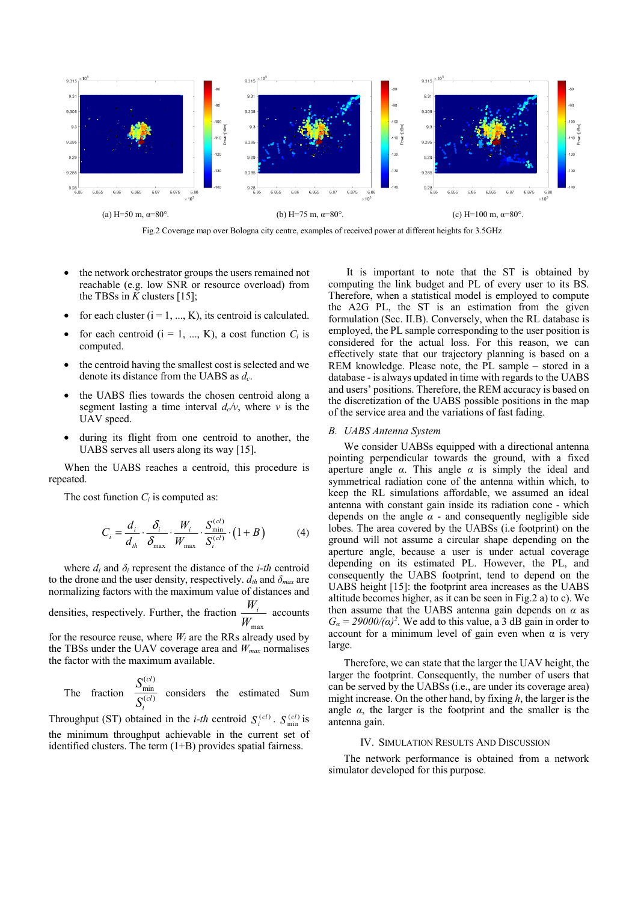9.315 ×10^6
9.31
9.305
9.3
9.295
9.29
9.285
9.28
6.85 6.855 6.86 6.865 6.87 6.875 6.88
×10^5
-80 -90 -100 -110 -120 -130 -140
Power [dBm]

(a) H=50 m, α=80°. (b) H=75 m, α=80°. (c) H=100 m, α=80°.

Fig.2 Coverage map over Bologna city centre, examples of received power at different heights for 3.5GHz

- the network orchestrator groups the users remained not reachable (e.g. low SNR or resource overload) from the TBSs in $K$ clusters [15];
- for each cluster (i = 1, ..., K), its centroid is calculated.
- for each centroid (i = 1, ..., K), a cost function $C_i$ is computed.
- the centroid having the smallest cost is selected and we denote its distance from the UABS as $d_c$.
- the UABS flies towards the chosen centroid along a segment lasting a time interval $d_c/v$, where $v$ is the UAV speed.
- during its flight from one centroid to another, the UABS serves all users along its way [15].

When the UABS reaches a centroid, this procedure is repeated.

The cost function $C_i$ is computed as:

$$C_i = \frac{d_i}{d_{th}} \cdot \frac{\delta_i}{\delta_{max}} \cdot \frac{W_i}{W_{max}} \cdot \frac{S_{min}^{(cl)}}{S_i^{(cl)}} \cdot (1+B) \tag{4}$$

where $d_i$ and $\delta_i$ represent the distance of the *i-th* centroid to the drone and the user density, respectively. $d_{th}$ and $\delta_{max}$ are normalizing factors with the maximum value of distances and densities, respectively. Further, the fraction $\frac{W_i}{W_{max}}$ accounts for the resource reuse, where $W_i$ are the RRs already used by the TBSs under the UAV coverage area and $W_{max}$ normalises the factor with the maximum available.

The fraction $\frac{S_{min}^{(cl)}}{S_i^{(cl)}}$ considers the estimated Sum Throughput (ST) obtained in the *i-th* centroid $S_i^{(cl)}$. $S_{min}^{(cl)}$ is the minimum throughput achievable in the current set of identified clusters. The term (1+B) provides spatial fairness.

It is important to note that the ST is obtained by computing the link budget and PL of every user to its BS. Therefore, when a statistical model is employed to compute the A2G PL, the ST is an estimation from the given formulation (Sec. II.B). Conversely, when the RL database is employed, the PL sample corresponding to the user position is considered for the actual loss. For this reason, we can effectively state that our trajectory planning is based on a REM knowledge. Please note, the PL sample – stored in a database - is always updated in time with regards to the UABS and users' positions. Therefore, the REM accuracy is based on the discretization of the UABS possible positions in the map of the service area and the variations of fast fading.

## B. UABS Antenna System

We consider UABSs equipped with a directional antenna pointing perpendicular towards the ground, with a fixed aperture angle $\alpha$. This angle $\alpha$ is simply the ideal and symmetrical radiation cone of the antenna within which, to keep the RL simulations affordable, we assumed an ideal antenna with constant gain inside its radiation cone - which depends on the angle $\alpha$ - and consequently negligible side lobes. The area covered by the UABSs (i.e footprint) on the ground will not assume a circular shape depending on the aperture angle, because a user is under actual coverage depending on its estimated PL. However, the PL, and consequently the UABS footprint, tend to depend on the UABS height [15]: the footprint area increases as the UABS altitude becomes higher, as it can be seen in Fig.2 a) to c). We then assume that the UABS antenna gain depends on $\alpha$ as $G_\alpha = 29000/(\alpha)^2$. We add to this value, a 3 dB gain in order to account for a minimum level of gain even when α is very large.

Therefore, we can state that the larger the UAV height, the larger the footprint. Consequently, the number of users that can be served by the UABSs (i.e., are under its coverage area) might increase. On the other hand, by fixing $h$, the larger is the angle $\alpha$, the larger is the footprint and the smaller is the antenna gain.

# IV. Simulation Results and Discussion

The network performance is obtained from a network simulator developed for this purpose.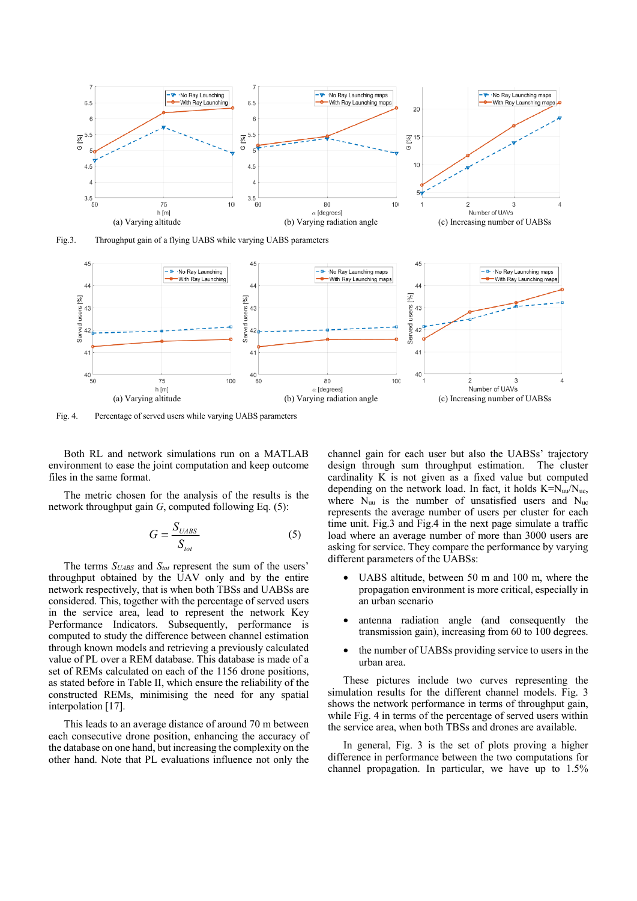(a) Varying altitude

(b) Varying radiation angle

(c) Increasing number of UABSs

Fig.3. Throughput gain of a flying UABS while varying UABS parameters

(a) Varying altitude

(b) Varying radiation angle

(c) Increasing number of UABSs

Fig. 4. Percentage of served users while varying UABS parameters

Both RL and network simulations run on a MATLAB environment to ease the joint computation and keep outcome files in the same format.

The metric chosen for the analysis of the results is the network throughput gain $G$, computed following Eq. (5):

$$G = \frac{S_{UABS}}{S_{tot}} \tag{5}$$

The terms $S_{UABS}$ and $S_{tot}$ represent the sum of the users' throughput obtained by the UAV only and by the entire network respectively, that is when both TBSs and UABSs are considered. This, together with the percentage of served users in the service area, lead to represent the network Key Performance Indicators. Subsequently, performance is computed to study the difference between channel estimation through known models and retrieving a previously calculated value of PL over a REM database. This database is made of a set of REMs calculated on each of the 1156 drone positions, as stated before in Table II, which ensure the reliability of the constructed REMs, minimising the need for any spatial interpolation [17].

This leads to an average distance of around 70 m between each consecutive drone position, enhancing the accuracy of the database on one hand, but increasing the complexity on the other hand. Note that PL evaluations influence not only the channel gain for each user but also the UABSs' trajectory design through sum throughput estimation. The cluster cardinality K is not given as a fixed value but computed depending on the network load. In fact, it holds $K = N_{uu}/N_{uc}$, where $N_{uu}$ is the number of unsatisfied users and $N_{uc}$ represents the average number of users per cluster for each time unit. Fig.3 and Fig.4 in the next page simulate a traffic load where an average number of more than 3000 users are asking for service. They compare the performance by varying different parameters of the UABSs:

- UABS altitude, between 50 m and 100 m, where the propagation environment is more critical, especially in an urban scenario
- antenna radiation angle (and consequently the transmission gain), increasing from 60 to 100 degrees.
- the number of UABSs providing service to users in the urban area.

These pictures include two curves representing the simulation results for the different channel models. Fig. 3 shows the network performance in terms of throughput gain, while Fig. 4 in terms of the percentage of served users within the service area, when both TBSs and drones are available.

In general, Fig. 3 is the set of plots proving a higher difference in performance between the two computations for channel propagation. In particular, we have up to 1.5%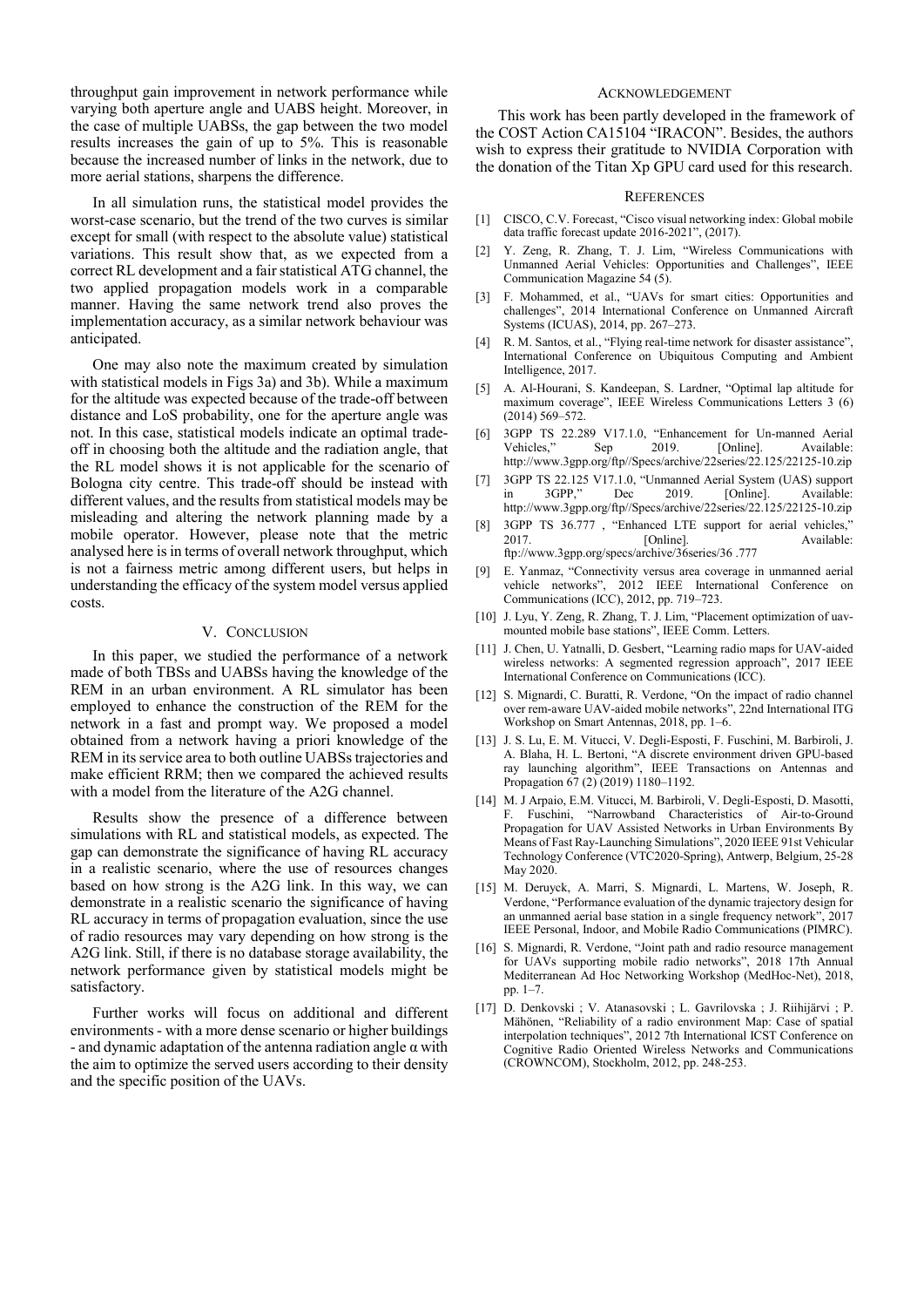throughput gain improvement in network performance while varying both aperture angle and UABS height. Moreover, in the case of multiple UABSs, the gap between the two model results increases the gain of up to 5%. This is reasonable because the increased number of links in the network, due to more aerial stations, sharpens the difference.

In all simulation runs, the statistical model provides the worst-case scenario, but the trend of the two curves is similar except for small (with respect to the absolute value) statistical variations. This result show that, as we expected from a correct RL development and a fair statistical ATG channel, the two applied propagation models work in a comparable manner. Having the same network trend also proves the implementation accuracy, as a similar network behaviour was anticipated.

One may also note the maximum created by simulation with statistical models in Figs 3a) and 3b). While a maximum for the altitude was expected because of the trade-off between distance and LoS probability, one for the aperture angle was not. In this case, statistical models indicate an optimal trade-off in choosing both the altitude and the radiation angle, that the RL model shows it is not applicable for the scenario of Bologna city centre. This trade-off should be instead with different values, and the results from statistical models may be misleading and altering the network planning made by a mobile operator. However, please note that the metric analysed here is in terms of overall network throughput, which is not a fairness metric among different users, but helps in understanding the efficacy of the system model versus applied costs.

## V. Conclusion

In this paper, we studied the performance of a network made of both TBSs and UABSs having the knowledge of the REM in an urban environment. A RL simulator has been employed to enhance the construction of the REM for the network in a fast and prompt way. We proposed a model obtained from a network having a priori knowledge of the REM in its service area to both outline UABSs trajectories and make efficient RRM; then we compared the achieved results with a model from the literature of the A2G channel.

Results show the presence of a difference between simulations with RL and statistical models, as expected. The gap can demonstrate the significance of having RL accuracy in a realistic scenario, where the use of resources changes based on how strong is the A2G link. In this way, we can demonstrate in a realistic scenario the significance of having RL accuracy in terms of propagation evaluation, since the use of radio resources may vary depending on how strong is the A2G link. Still, if there is no database storage availability, the network performance given by statistical models might be satisfactory.

Further works will focus on additional and different environments - with a more dense scenario or higher buildings - and dynamic adaptation of the antenna radiation angle α with the aim to optimize the served users according to their density and the specific position of the UAVs.

## Acknowledgement

This work has been partly developed in the framework of the COST Action CA15104 "IRACON". Besides, the authors wish to express their gratitude to NVIDIA Corporation with the donation of the Titan Xp GPU card used for this research.

## References

[1] CISCO, C.V. Forecast, "Cisco visual networking index: Global mobile data traffic forecast update 2016-2021", (2017).

[2] Y. Zeng, R. Zhang, T. J. Lim, "Wireless Communications with Unmanned Aerial Vehicles: Opportunities and Challenges", IEEE Communication Magazine 54 (5).

[3] F. Mohammed, et al., "UAVs for smart cities: Opportunities and challenges", 2014 International Conference on Unmanned Aircraft Systems (ICUAS), 2014, pp. 267–273.

[4] R. M. Santos, et al., "Flying real-time network for disaster assistance", International Conference on Ubiquitous Computing and Ambient Intelligence, 2017.

[5] A. Al-Hourani, S. Kandeepan, S. Lardner, "Optimal lap altitude for maximum coverage", IEEE Wireless Communications Letters 3 (6) (2014) 569–572.

[6] 3GPP TS 22.289 V17.1.0, "Enhancement for Un-manned Aerial Vehicles," Sep 2019. [Online]. Available: http://www.3gpp.org/ftp//Specs/archive/22series/22.125/22125-10.zip

[7] 3GPP TS 22.125 V17.1.0, "Unmanned Aerial System (UAS) support in 3GPP," Dec 2019. [Online]. Available: http://www.3gpp.org/ftp//Specs/archive/22series/22.125/22125-10.zip

[8] 3GPP TS 36.777 , "Enhanced LTE support for aerial vehicles," 2017. [Online]. Available: ftp://www.3gpp.org/specs/archive/36series/36 .777

[9] E. Yanmaz, "Connectivity versus area coverage in unmanned aerial vehicle networks", 2012 IEEE International Conference on Communications (ICC), 2012, pp. 719–723.

[10] J. Lyu, Y. Zeng, R. Zhang, T. J. Lim, "Placement optimization of uav-mounted mobile base stations", IEEE Comm. Letters.

[11] J. Chen, U. Yatnalli, D. Gesbert, "Learning radio maps for UAV-aided wireless networks: A segmented regression approach", 2017 IEEE International Conference on Communications (ICC).

[12] S. Mignardi, C. Buratti, R. Verdone, "On the impact of radio channel over rem-aware UAV-aided mobile networks", 22nd International ITG Workshop on Smart Antennas, 2018, pp. 1–6.

[13] J. S. Lu, E. M. Vitucci, V. Degli-Esposti, F. Fuschini, M. Barbiroli, J. A. Blaha, H. L. Bertoni, "A discrete environment driven GPU-based ray launching algorithm", IEEE Transactions on Antennas and Propagation 67 (2) (2019) 1180–1192.

[14] M. J Arpaio, E.M. Vitucci, M. Barbiroli, V. Degli-Esposti, D. Masotti, F. Fuschini, "Narrowband Characteristics of Air-to-Ground Propagation for UAV Assisted Networks in Urban Environments By Means of Fast Ray-Launching Simulations", 2020 IEEE 91st Vehicular Technology Conference (VTC2020-Spring), Antwerp, Belgium, 25-28 May 2020.

[15] M. Deruyck, A. Marri, S. Mignardi, L. Martens, W. Joseph, R. Verdone, "Performance evaluation of the dynamic trajectory design for an unmanned aerial base station in a single frequency network", 2017 IEEE Personal, Indoor, and Mobile Radio Communications (PIMRC).

[16] S. Mignardi, R. Verdone, "Joint path and radio resource management for UAVs supporting mobile radio networks", 2018 17th Annual Mediterranean Ad Hoc Networking Workshop (MedHoc-Net), 2018, pp. 1–7.

[17] D. Denkovski ; V. Atanasovski ; L. Gavrilovska ; J. Riihijärvi ; P. Mähönen, "Reliability of a radio environment Map: Case of spatial interpolation techniques", 2012 7th International ICST Conference on Cognitive Radio Oriented Wireless Networks and Communications (CROWNCOM), Stockholm, 2012, pp. 248-253.